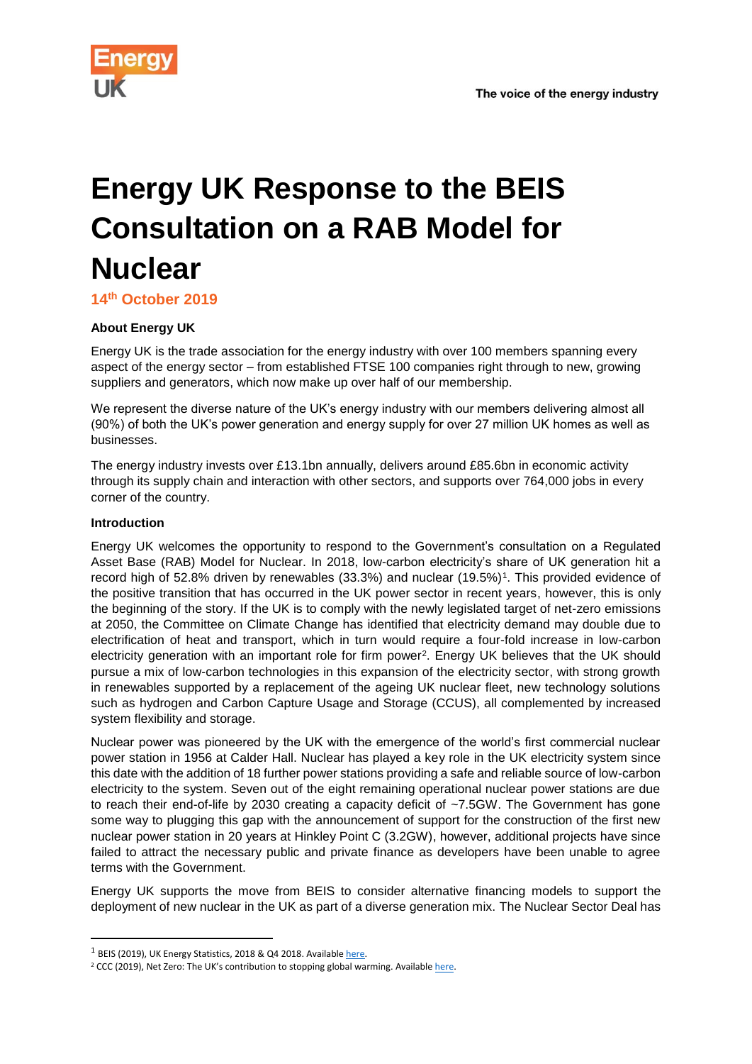# Energy UK Response to the BEIS Consultation on a RAB Model for Nuclear

**14th October 2019**

**About Energy UK**

Energy UK is the trade association for the energy industry with over 100 members spanning every aspect of the energy sector – from established FTSE 100 companies right through to new, growing suppliers and generators, which now make up over half of our membership.

We represent the diverse nature of the UK's energy industry with our members delivering almost all (90%) of both the UK's power generation and energy supply for over 27 million UK homes as well as businesses.

The energy industry invests over £13.1bn annually, delivers around £85.6bn in economic activity through its supply chain and interaction with other sectors, and supports over 764,000 jobs in every corner of the country.

**Introduction**

Energy UK welcomes the opportunity to respond to the Government's consultation on a Regulated Asset Base (RAB) Model for Nuclear. In 2018, low-carbon electricity's share of UK generation hit a record high of 52.8% driven by renewables (33.3%) and nuclear (19.5%)[1]. This provided evidence of the positive transition that has occurred in the UK power sector in recent years, however, this is only the beginning of the story. If the UK is to comply with the newly legislated target of net-zero emissions at 2050, the Committee on Climate Change has identified that electricity demand may double due to electrification of heat and transport, which in turn would require a four-fold increase in low-carbon electricity generation with an important role for firm power[2]. Energy UK believes that the UK should pursue a mix of low-carbon technologies in this expansion of the electricity sector, with strong growth in renewables supported by a replacement of the ageing UK nuclear fleet, new technology solutions such as hydrogen and Carbon Capture Usage and Storage (CCUS), all complemented by increased system flexibility and storage.

Nuclear power was pioneered by the UK with the emergence of the world's first commercial nuclear power station in 1956 at Calder Hall. Nuclear has played a key role in the UK electricity system since this date with the addition of 18 further power stations providing a safe and reliable source of low-carbon electricity to the system. Seven out of the eight remaining operational nuclear power stations are due to reach their end-of-life by 2030 creating a capacity deficit of ~7.5GW. The Government has gone some way to plugging this gap with the announcement of support for the construction of the first new nuclear power station in 20 years at Hinkley Point C (3.2GW), however, additional projects have since failed to attract the necessary public and private finance as developers have been unable to agree terms with the Government.

Energy UK supports the move from BEIS to consider alternative financing models to support the deployment of new nuclear in the UK as part of a diverse generation mix. The Nuclear Sector Deal has

---

[1] BEIS (2019), UK Energy Statistics, 2018 & Q4 2018. Available here.

[2] CCC (2019), Net Zero: The UK's contribution to stopping global warming. Available here.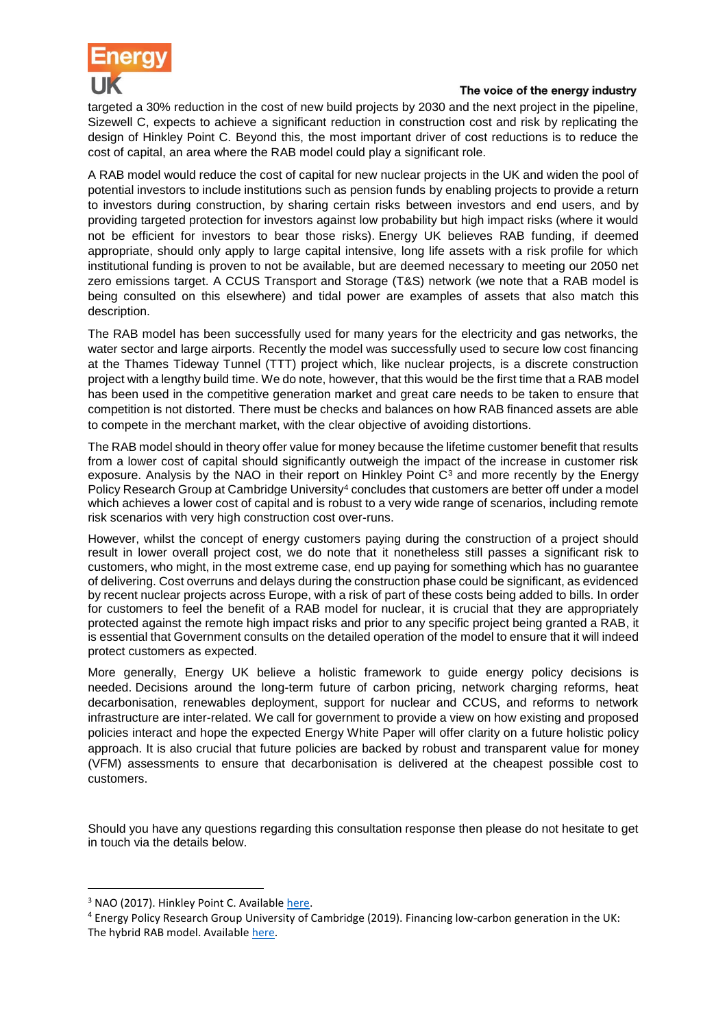targeted a 30% reduction in the cost of new build projects by 2030 and the next project in the pipeline, Sizewell C, expects to achieve a significant reduction in construction cost and risk by replicating the design of Hinkley Point C. Beyond this, the most important driver of cost reductions is to reduce the cost of capital, an area where the RAB model could play a significant role.

A RAB model would reduce the cost of capital for new nuclear projects in the UK and widen the pool of potential investors to include institutions such as pension funds by enabling projects to provide a return to investors during construction, by sharing certain risks between investors and end users, and by providing targeted protection for investors against low probability but high impact risks (where it would not be efficient for investors to bear those risks). Energy UK believes RAB funding, if deemed appropriate, should only apply to large capital intensive, long life assets with a risk profile for which institutional funding is proven to not be available, but are deemed necessary to meeting our 2050 net zero emissions target. A CCUS Transport and Storage (T&S) network (we note that a RAB model is being consulted on this elsewhere) and tidal power are examples of assets that also match this description.

The RAB model has been successfully used for many years for the electricity and gas networks, the water sector and large airports. Recently the model was successfully used to secure low cost financing at the Thames Tideway Tunnel (TTT) project which, like nuclear projects, is a discrete construction project with a lengthy build time. We do note, however, that this would be the first time that a RAB model has been used in the competitive generation market and great care needs to be taken to ensure that competition is not distorted. There must be checks and balances on how RAB financed assets are able to compete in the merchant market, with the clear objective of avoiding distortions.

The RAB model should in theory offer value for money because the lifetime customer benefit that results from a lower cost of capital should significantly outweigh the impact of the increase in customer risk exposure. Analysis by the NAO in their report on Hinkley Point C[3] and more recently by the Energy Policy Research Group at Cambridge University[4] concludes that customers are better off under a model which achieves a lower cost of capital and is robust to a very wide range of scenarios, including remote risk scenarios with very high construction cost over-runs.

However, whilst the concept of energy customers paying during the construction of a project should result in lower overall project cost, we do note that it nonetheless still passes a significant risk to customers, who might, in the most extreme case, end up paying for something which has no guarantee of delivering. Cost overruns and delays during the construction phase could be significant, as evidenced by recent nuclear projects across Europe, with a risk of part of these costs being added to bills. In order for customers to feel the benefit of a RAB model for nuclear, it is crucial that they are appropriately protected against the remote high impact risks and prior to any specific project being granted a RAB, it is essential that Government consults on the detailed operation of the model to ensure that it will indeed protect customers as expected.

More generally, Energy UK believe a holistic framework to guide energy policy decisions is needed. Decisions around the long-term future of carbon pricing, network charging reforms, heat decarbonisation, renewables deployment, support for nuclear and CCUS, and reforms to network infrastructure are inter-related. We call for government to provide a view on how existing and proposed policies interact and hope the expected Energy White Paper will offer clarity on a future holistic policy approach. It is also crucial that future policies are backed by robust and transparent value for money (VFM) assessments to ensure that decarbonisation is delivered at the cheapest possible cost to customers.

Should you have any questions regarding this consultation response then please do not hesitate to get in touch via the details below.

---

[3] NAO (2017). Hinkley Point C. Available here.

[4] Energy Policy Research Group University of Cambridge (2019). Financing low-carbon generation in the UK: The hybrid RAB model. Available here.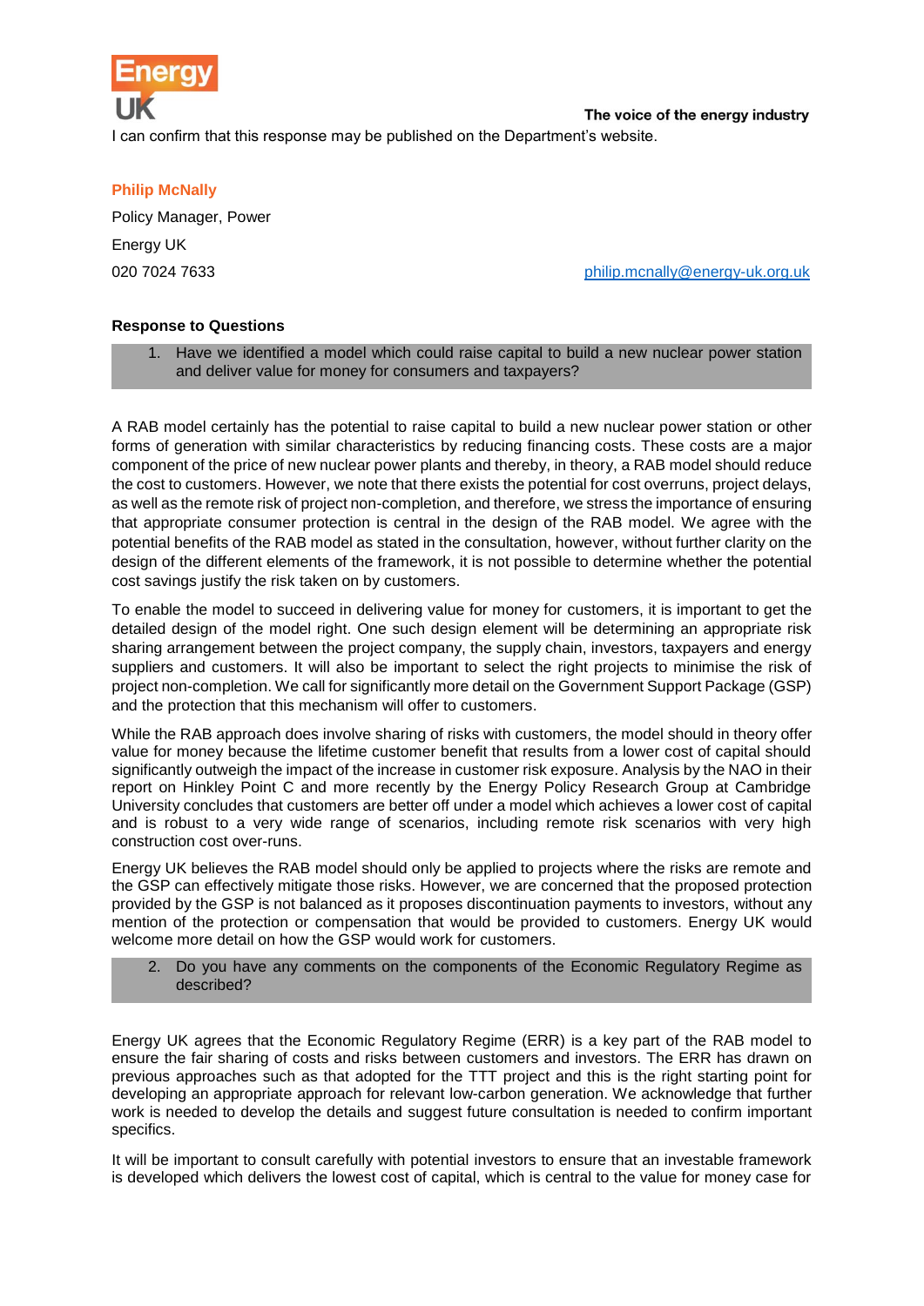I can confirm that this response may be published on the Department's website.

**Philip McNally**

Policy Manager, Power

Energy UK

020 7024 7633 philip.mcnally@energy-uk.org.uk

**Response to Questions**

1. Have we identified a model which could raise capital to build a new nuclear power station and deliver value for money for consumers and taxpayers?

A RAB model certainly has the potential to raise capital to build a new nuclear power station or other forms of generation with similar characteristics by reducing financing costs. These costs are a major component of the price of new nuclear power plants and thereby, in theory, a RAB model should reduce the cost to customers. However, we note that there exists the potential for cost overruns, project delays, as well as the remote risk of project non-completion, and therefore, we stress the importance of ensuring that appropriate consumer protection is central in the design of the RAB model. We agree with the potential benefits of the RAB model as stated in the consultation, however, without further clarity on the design of the different elements of the framework, it is not possible to determine whether the potential cost savings justify the risk taken on by customers.

To enable the model to succeed in delivering value for money for customers, it is important to get the detailed design of the model right. One such design element will be determining an appropriate risk sharing arrangement between the project company, the supply chain, investors, taxpayers and energy suppliers and customers. It will also be important to select the right projects to minimise the risk of project non-completion. We call for significantly more detail on the Government Support Package (GSP) and the protection that this mechanism will offer to customers.

While the RAB approach does involve sharing of risks with customers, the model should in theory offer value for money because the lifetime customer benefit that results from a lower cost of capital should significantly outweigh the impact of the increase in customer risk exposure. Analysis by the NAO in their report on Hinkley Point C and more recently by the Energy Policy Research Group at Cambridge University concludes that customers are better off under a model which achieves a lower cost of capital and is robust to a very wide range of scenarios, including remote risk scenarios with very high construction cost over-runs.

Energy UK believes the RAB model should only be applied to projects where the risks are remote and the GSP can effectively mitigate those risks. However, we are concerned that the proposed protection provided by the GSP is not balanced as it proposes discontinuation payments to investors, without any mention of the protection or compensation that would be provided to customers. Energy UK would welcome more detail on how the GSP would work for customers.

2. Do you have any comments on the components of the Economic Regulatory Regime as described?

Energy UK agrees that the Economic Regulatory Regime (ERR) is a key part of the RAB model to ensure the fair sharing of costs and risks between customers and investors. The ERR has drawn on previous approaches such as that adopted for the TTT project and this is the right starting point for developing an appropriate approach for relevant low-carbon generation. We acknowledge that further work is needed to develop the details and suggest future consultation is needed to confirm important specifics.

It will be important to consult carefully with potential investors to ensure that an investable framework is developed which delivers the lowest cost of capital, which is central to the value for money case for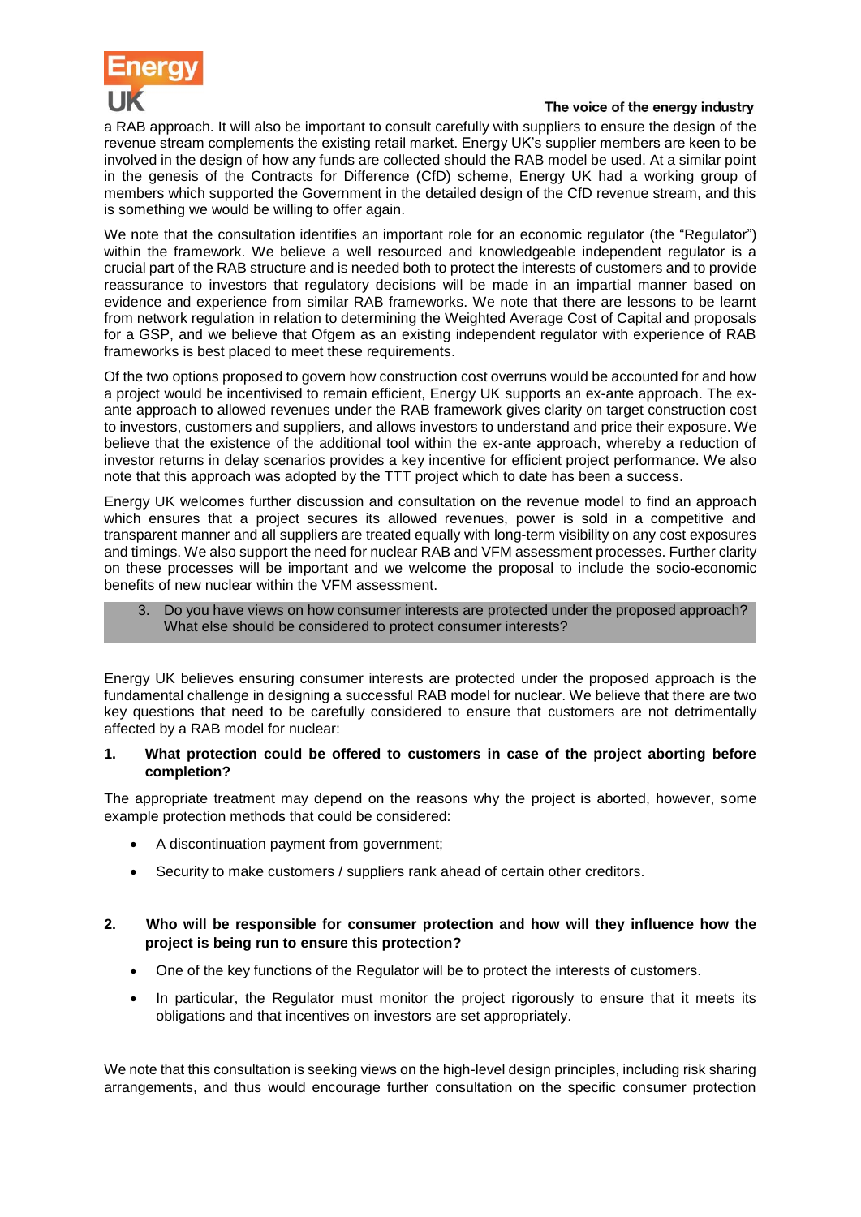a RAB approach. It will also be important to consult carefully with suppliers to ensure the design of the revenue stream complements the existing retail market. Energy UK's supplier members are keen to be involved in the design of how any funds are collected should the RAB model be used. At a similar point in the genesis of the Contracts for Difference (CfD) scheme, Energy UK had a working group of members which supported the Government in the detailed design of the CfD revenue stream, and this is something we would be willing to offer again.

We note that the consultation identifies an important role for an economic regulator (the "Regulator") within the framework. We believe a well resourced and knowledgeable independent regulator is a crucial part of the RAB structure and is needed both to protect the interests of customers and to provide reassurance to investors that regulatory decisions will be made in an impartial manner based on evidence and experience from similar RAB frameworks. We note that there are lessons to be learnt from network regulation in relation to determining the Weighted Average Cost of Capital and proposals for a GSP, and we believe that Ofgem as an existing independent regulator with experience of RAB frameworks is best placed to meet these requirements.

Of the two options proposed to govern how construction cost overruns would be accounted for and how a project would be incentivised to remain efficient, Energy UK supports an ex-ante approach. The ex-ante approach to allowed revenues under the RAB framework gives clarity on target construction cost to investors, customers and suppliers, and allows investors to understand and price their exposure. We believe that the existence of the additional tool within the ex-ante approach, whereby a reduction of investor returns in delay scenarios provides a key incentive for efficient project performance. We also note that this approach was adopted by the TTT project which to date has been a success.

Energy UK welcomes further discussion and consultation on the revenue model to find an approach which ensures that a project secures its allowed revenues, power is sold in a competitive and transparent manner and all suppliers are treated equally with long-term visibility on any cost exposures and timings. We also support the need for nuclear RAB and VFM assessment processes. Further clarity on these processes will be important and we welcome the proposal to include the socio-economic benefits of new nuclear within the VFM assessment.

3. Do you have views on how consumer interests are protected under the proposed approach? What else should be considered to protect consumer interests?

Energy UK believes ensuring consumer interests are protected under the proposed approach is the fundamental challenge in designing a successful RAB model for nuclear. We believe that there are two key questions that need to be carefully considered to ensure that customers are not detrimentally affected by a RAB model for nuclear:

**1. What protection could be offered to customers in case of the project aborting before completion?**

The appropriate treatment may depend on the reasons why the project is aborted, however, some example protection methods that could be considered:

- A discontinuation payment from government;
- Security to make customers / suppliers rank ahead of certain other creditors.

**2. Who will be responsible for consumer protection and how will they influence how the project is being run to ensure this protection?**

- One of the key functions of the Regulator will be to protect the interests of customers.
- In particular, the Regulator must monitor the project rigorously to ensure that it meets its obligations and that incentives on investors are set appropriately.

We note that this consultation is seeking views on the high-level design principles, including risk sharing arrangements, and thus would encourage further consultation on the specific consumer protection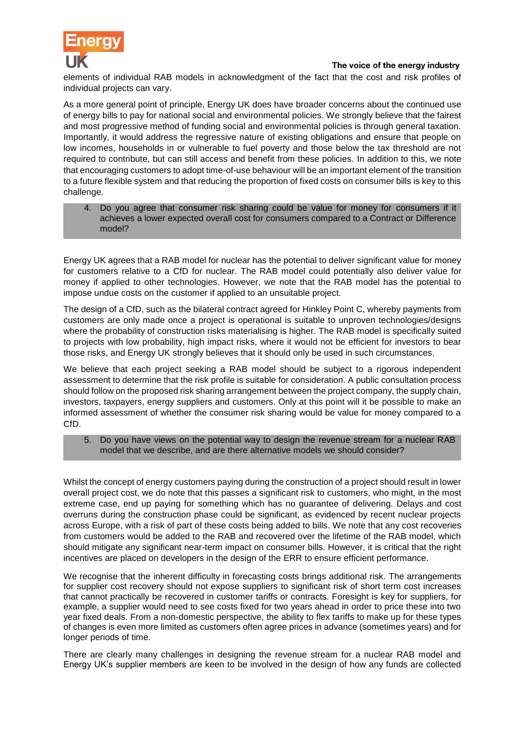elements of individual RAB models in acknowledgment of the fact that the cost and risk profiles of individual projects can vary.

As a more general point of principle, Energy UK does have broader concerns about the continued use of energy bills to pay for national social and environmental policies. We strongly believe that the fairest and most progressive method of funding social and environmental policies is through general taxation. Importantly, it would address the regressive nature of existing obligations and ensure that people on low incomes, households in or vulnerable to fuel poverty and those below the tax threshold are not required to contribute, but can still access and benefit from these policies. In addition to this, we note that encouraging customers to adopt time-of-use behaviour will be an important element of the transition to a future flexible system and that reducing the proportion of fixed costs on consumer bills is key to this challenge.

> 4. Do you agree that consumer risk sharing could be value for money for consumers if it achieves a lower expected overall cost for consumers compared to a Contract or Difference model?

Energy UK agrees that a RAB model for nuclear has the potential to deliver significant value for money for customers relative to a CfD for nuclear. The RAB model could potentially also deliver value for money if applied to other technologies. However, we note that the RAB model has the potential to impose undue costs on the customer if applied to an unsuitable project.

The design of a CfD, such as the bilateral contract agreed for Hinkley Point C, whereby payments from customers are only made once a project is operational is suitable to unproven technologies/designs where the probability of construction risks materialising is higher. The RAB model is specifically suited to projects with low probability, high impact risks, where it would not be efficient for investors to bear those risks, and Energy UK strongly believes that it should only be used in such circumstances.

We believe that each project seeking a RAB model should be subject to a rigorous independent assessment to determine that the risk profile is suitable for consideration. A public consultation process should follow on the proposed risk sharing arrangement between the project company, the supply chain, investors, taxpayers, energy suppliers and customers. Only at this point will it be possible to make an informed assessment of whether the consumer risk sharing would be value for money compared to a CfD.

> 5. Do you have views on the potential way to design the revenue stream for a nuclear RAB model that we describe, and are there alternative models we should consider?

Whilst the concept of energy customers paying during the construction of a project should result in lower overall project cost, we do note that this passes a significant risk to customers, who might, in the most extreme case, end up paying for something which has no guarantee of delivering. Delays and cost overruns during the construction phase could be significant, as evidenced by recent nuclear projects across Europe, with a risk of part of these costs being added to bills. We note that any cost recoveries from customers would be added to the RAB and recovered over the lifetime of the RAB model, which should mitigate any significant near-term impact on consumer bills. However, it is critical that the right incentives are placed on developers in the design of the ERR to ensure efficient performance.

We recognise that the inherent difficulty in forecasting costs brings additional risk. The arrangements for supplier cost recovery should not expose suppliers to significant risk of short term cost increases that cannot practically be recovered in customer tariffs or contracts. Foresight is key for suppliers, for example, a supplier would need to see costs fixed for two years ahead in order to price these into two year fixed deals. From a non-domestic perspective, the ability to flex tariffs to make up for these types of changes is even more limited as customers often agree prices in advance (sometimes years) and for longer periods of time.

There are clearly many challenges in designing the revenue stream for a nuclear RAB model and Energy UK's supplier members are keen to be involved in the design of how any funds are collected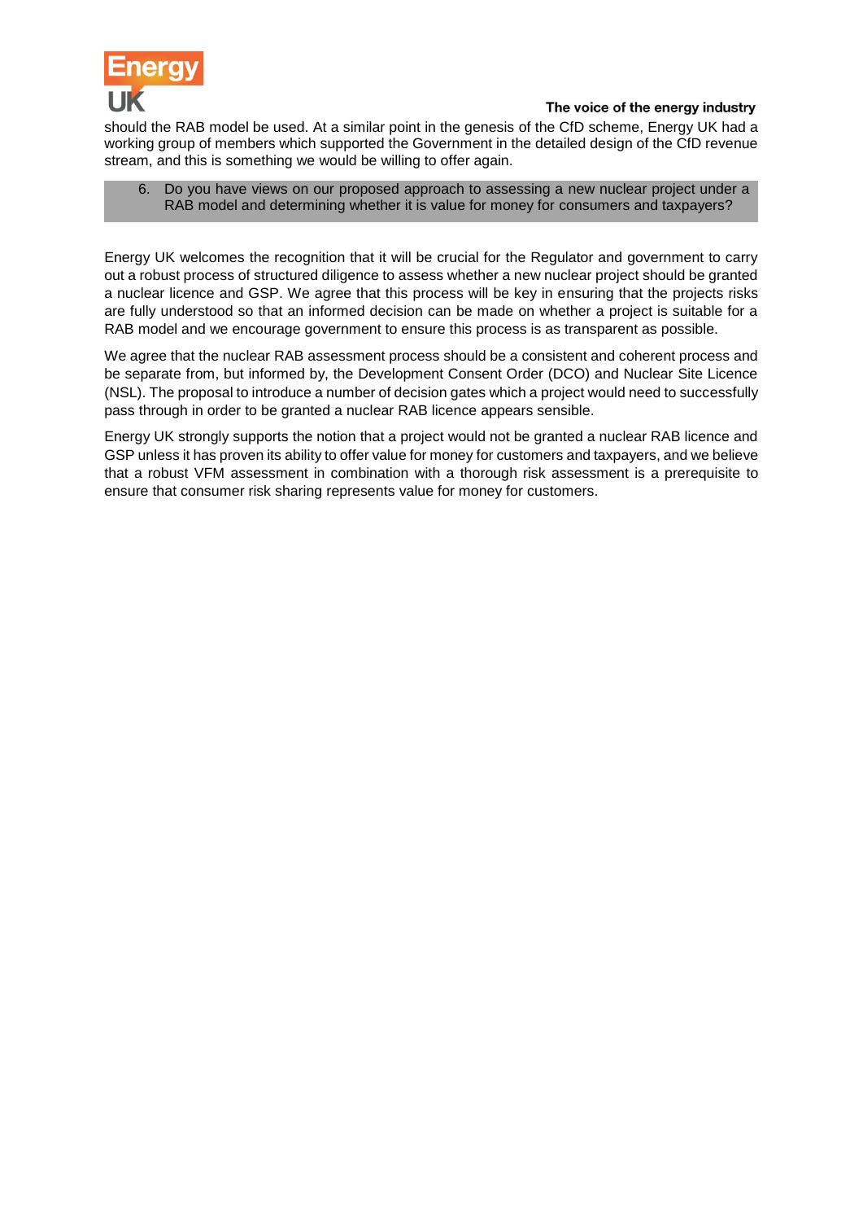should the RAB model be used. At a similar point in the genesis of the CfD scheme, Energy UK had a working group of members which supported the Government in the detailed design of the CfD revenue stream, and this is something we would be willing to offer again.

6. Do you have views on our proposed approach to assessing a new nuclear project under a RAB model and determining whether it is value for money for consumers and taxpayers?

Energy UK welcomes the recognition that it will be crucial for the Regulator and government to carry out a robust process of structured diligence to assess whether a new nuclear project should be granted a nuclear licence and GSP. We agree that this process will be key in ensuring that the projects risks are fully understood so that an informed decision can be made on whether a project is suitable for a RAB model and we encourage government to ensure this process is as transparent as possible.

We agree that the nuclear RAB assessment process should be a consistent and coherent process and be separate from, but informed by, the Development Consent Order (DCO) and Nuclear Site Licence (NSL). The proposal to introduce a number of decision gates which a project would need to successfully pass through in order to be granted a nuclear RAB licence appears sensible.

Energy UK strongly supports the notion that a project would not be granted a nuclear RAB licence and GSP unless it has proven its ability to offer value for money for customers and taxpayers, and we believe that a robust VFM assessment in combination with a thorough risk assessment is a prerequisite to ensure that consumer risk sharing represents value for money for customers.